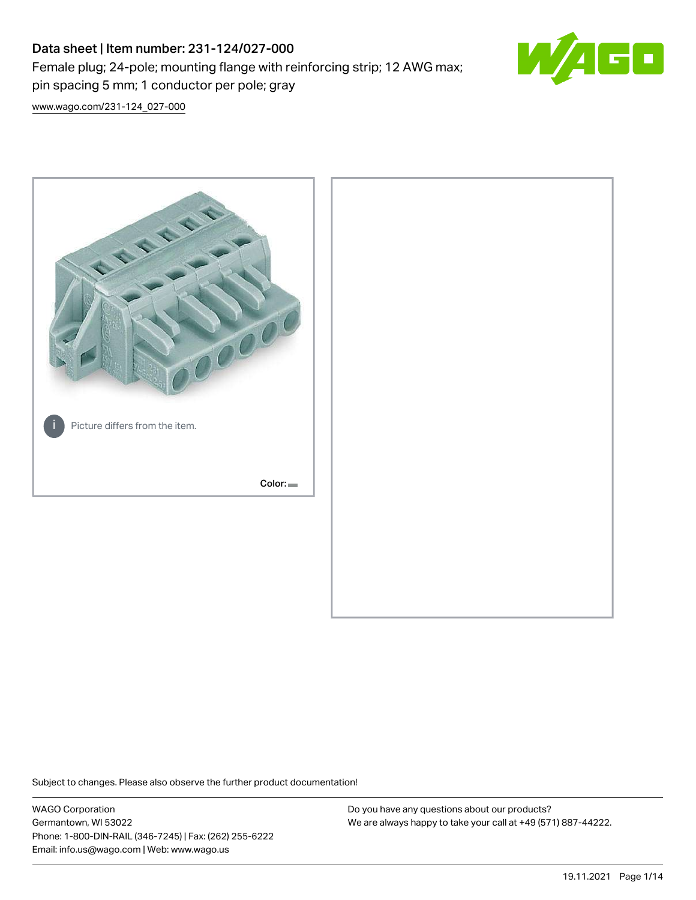# Data sheet | Item number: 231-124/027-000

Female plug; 24-pole; mounting flange with reinforcing strip; 12 AWG max; pin spacing 5 mm; 1 conductor per pole; gray

www.wago.com/231-124_027-000

Picture differs from the item.

Color:

Subject to changes. Please also observe the further product documentation!

WAGO Corporation
Germantown, WI 53022
Phone: 1-800-DIN-RAIL (346-7245) | Fax: (262) 255-6222
Email: info.us@wago.com | Web: www.wago.us

Do you have any questions about our products?
We are always happy to take your call at +49 (571) 887-44222.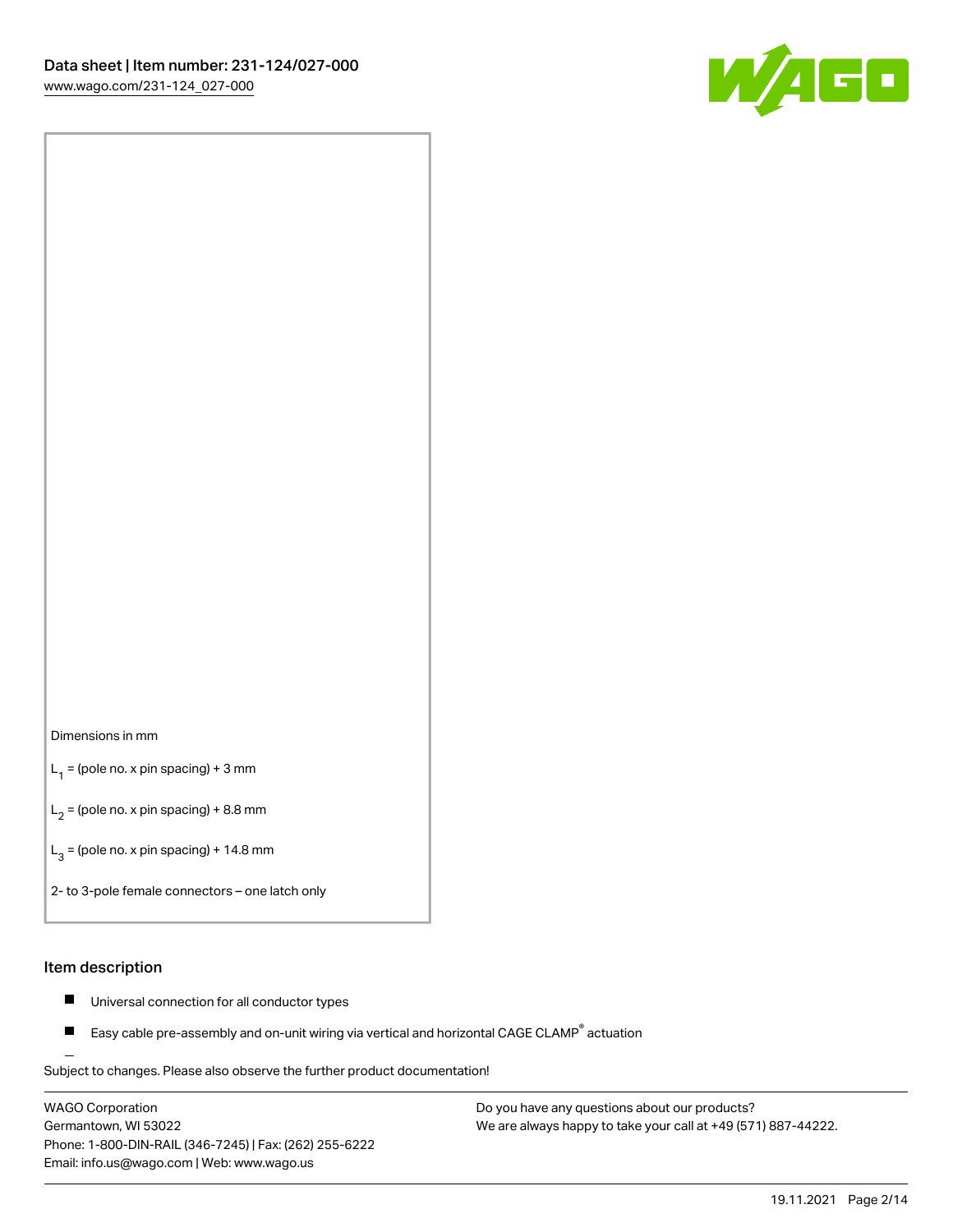Dimensions in mm

$L_1$ = (pole no. x pin spacing) + 3 mm

$L_2$ = (pole no. x pin spacing) + 8.8 mm

$L_3$ = (pole no. x pin spacing) + 14.8 mm

2- to 3-pole female connectors – one latch only

## Item description

- Universal connection for all conductor types
- Easy cable pre-assembly and on-unit wiring via vertical and horizontal CAGE CLAMP® actuation

Subject to changes. Please also observe the further product documentation!

WAGO Corporation
Germantown, WI 53022
Phone: 1-800-DIN-RAIL (346-7245) | Fax: (262) 255-6222
Email: info.us@wago.com | Web: www.wago.us

Do you have any questions about our products?
We are always happy to take your call at +49 (571) 887-44222.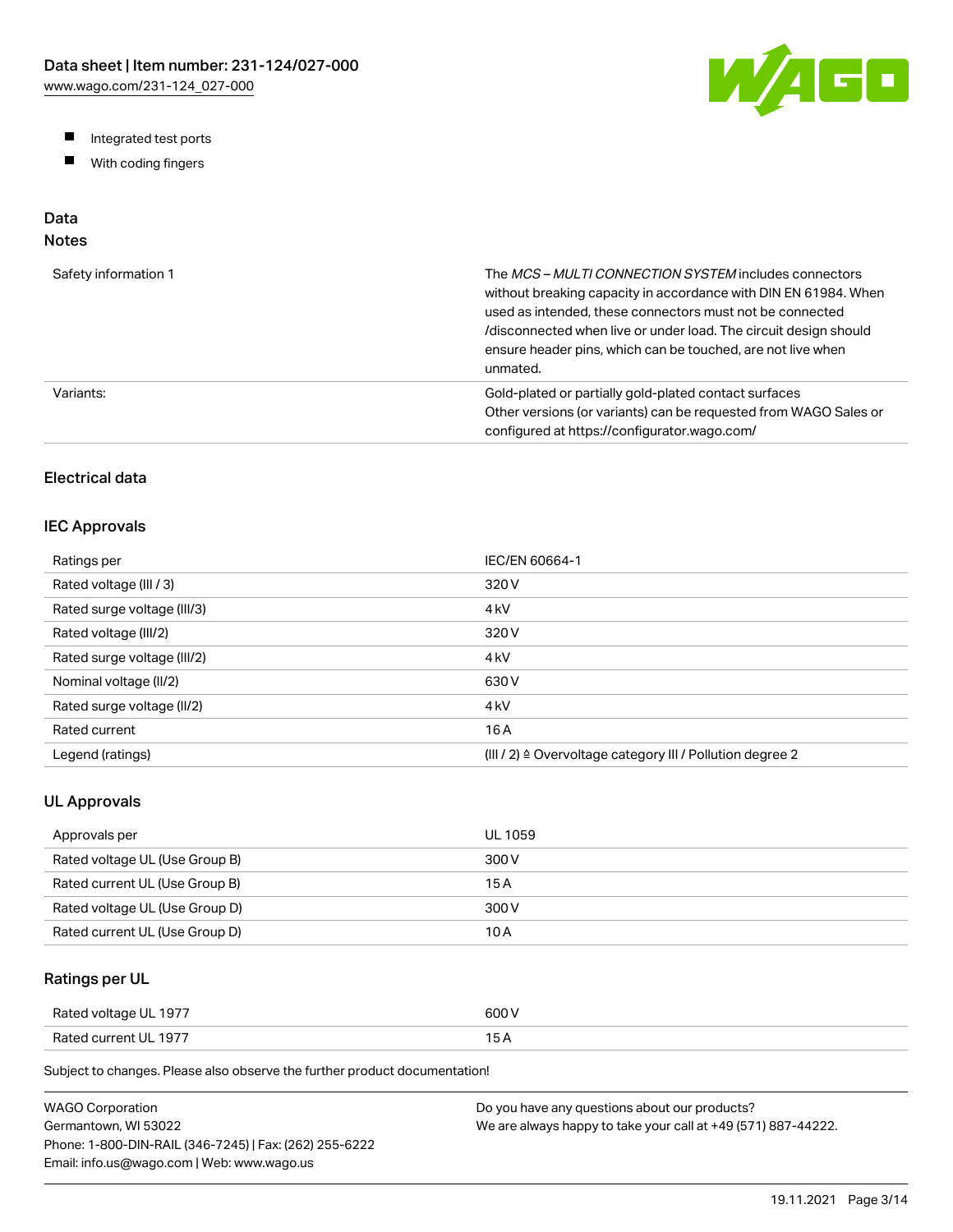- Integrated test ports
- With coding fingers

## Data

### Notes

| | |
|---|---|
| Safety information 1 | The *MCS – MULTI CONNECTION SYSTEM* includes connectors without breaking capacity in accordance with DIN EN 61984. When used as intended, these connectors must not be connected /disconnected when live or under load. The circuit design should ensure header pins, which can be touched, are not live when unmated. |
| Variants: | Gold-plated or partially gold-plated contact surfaces<br>Other versions (or variants) can be requested from WAGO Sales or configured at https://configurator.wago.com/ |

### Electrical data

### IEC Approvals

| | |
|---|---|
| Ratings per | IEC/EN 60664-1 |
| Rated voltage (III / 3) | 320 V |
| Rated surge voltage (III/3) | 4 kV |
| Rated voltage (III/2) | 320 V |
| Rated surge voltage (III/2) | 4 kV |
| Nominal voltage (II/2) | 630 V |
| Rated surge voltage (II/2) | 4 kV |
| Rated current | 16 A |
| Legend (ratings) | (III / 2) ≙ Overvoltage category III / Pollution degree 2 |

### UL Approvals

| | |
|---|---|
| Approvals per | UL 1059 |
| Rated voltage UL (Use Group B) | 300 V |
| Rated current UL (Use Group B) | 15 A |
| Rated voltage UL (Use Group D) | 300 V |
| Rated current UL (Use Group D) | 10 A |

### Ratings per UL

| | |
|---|---|
| Rated voltage UL 1977 | 600 V |
| Rated current UL 1977 | 15 A |

Subject to changes. Please also observe the further product documentation!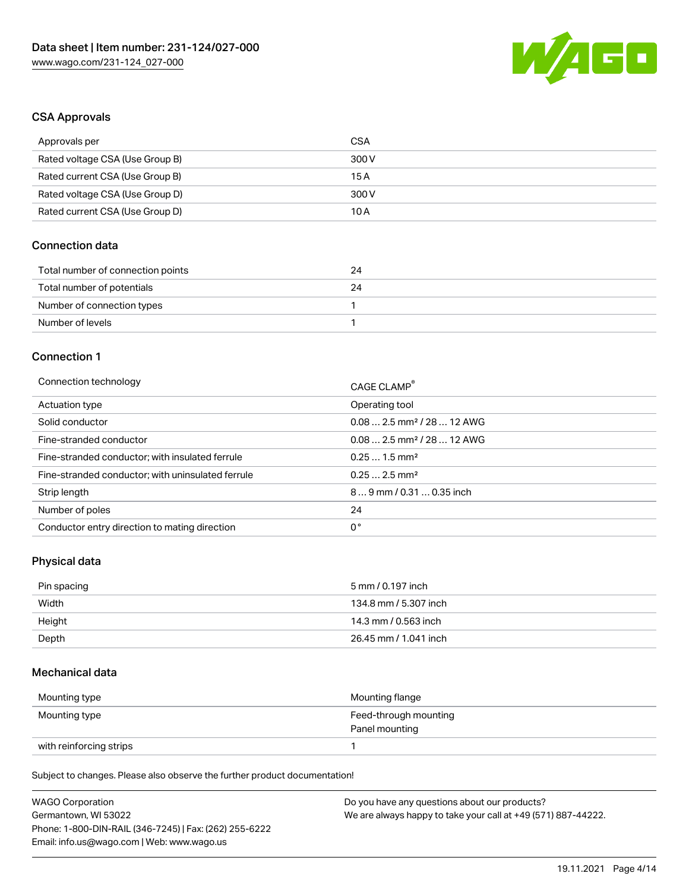## CSA Approvals

| Approvals per | CSA |
|---|---|
| Rated voltage CSA (Use Group B) | 300 V |
| Rated current CSA (Use Group B) | 15 A |
| Rated voltage CSA (Use Group D) | 300 V |
| Rated current CSA (Use Group D) | 10 A |

## Connection data

| Total number of connection points | 24 |
|---|---|
| Total number of potentials | 24 |
| Number of connection types | 1 |
| Number of levels | 1 |

## Connection 1

| Connection technology | CAGE CLAMP® |
|---|---|
| Actuation type | Operating tool |
| Solid conductor | 0.08 … 2.5 mm² / 28 … 12 AWG |
| Fine-stranded conductor | 0.08 … 2.5 mm² / 28 … 12 AWG |
| Fine-stranded conductor; with insulated ferrule | 0.25 … 1.5 mm² |
| Fine-stranded conductor; with uninsulated ferrule | 0.25 … 2.5 mm² |
| Strip length | 8 … 9 mm / 0.31 … 0.35 inch |
| Number of poles | 24 |
| Conductor entry direction to mating direction | 0 ° |

## Physical data

| Pin spacing | 5 mm / 0.197 inch |
|---|---|
| Width | 134.8 mm / 5.307 inch |
| Height | 14.3 mm / 0.563 inch |
| Depth | 26.45 mm / 1.041 inch |

## Mechanical data

| Mounting type | Mounting flange |
|---|---|
| Mounting type | Feed-through mounting<br>Panel mounting |
| with reinforcing strips | 1 |

Subject to changes. Please also observe the further product documentation!

WAGO Corporation
Germantown, WI 53022
Phone: 1-800-DIN-RAIL (346-7245) | Fax: (262) 255-6222
Email: info.us@wago.com | Web: www.wago.us

Do you have any questions about our products?
We are always happy to take your call at +49 (571) 887-44222.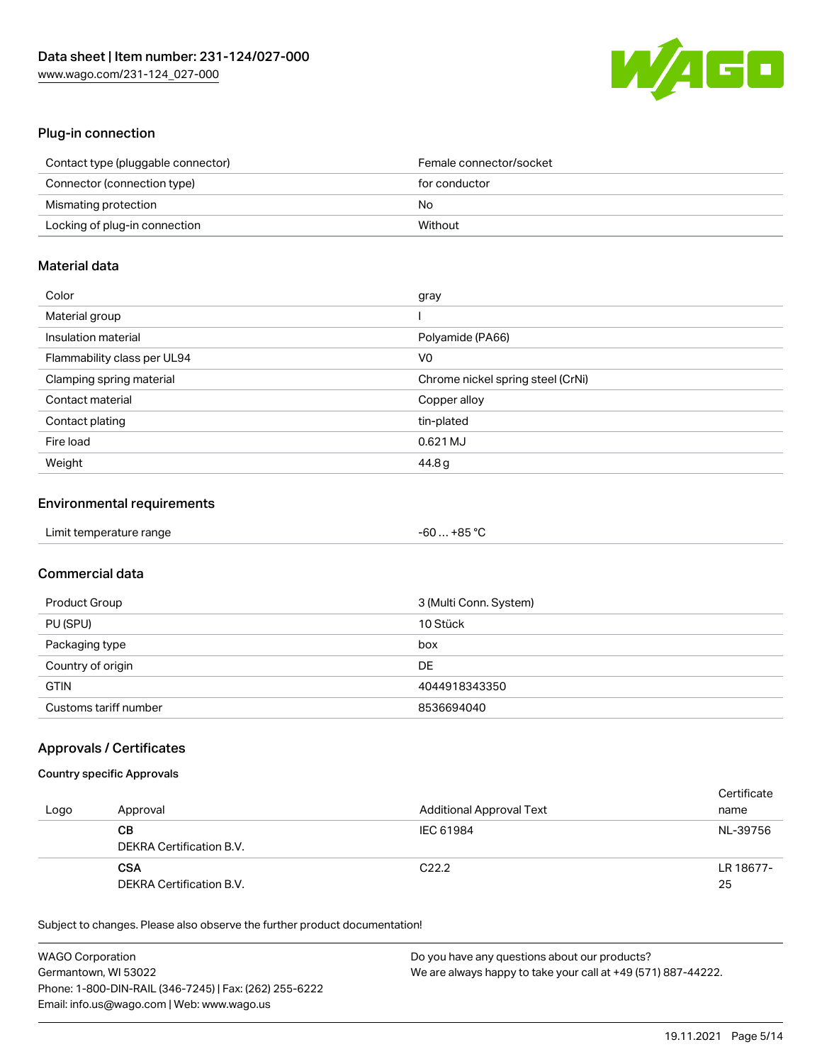## Plug-in connection

| | |
|---|---|
| Contact type (pluggable connector) | Female connector/socket |
| Connector (connection type) | for conductor |
| Mismating protection | No |
| Locking of plug-in connection | Without |

## Material data

| | |
|---|---|
| Color | gray |
| Material group | I |
| Insulation material | Polyamide (PA66) |
| Flammability class per UL94 | V0 |
| Clamping spring material | Chrome nickel spring steel (CrNi) |
| Contact material | Copper alloy |
| Contact plating | tin-plated |
| Fire load | 0.621 MJ |
| Weight | 44.8 g |

## Environmental requirements

| | |
|---|---|
| Limit temperature range | -60 … +85 °C |

## Commercial data

| | |
|---|---|
| Product Group | 3 (Multi Conn. System) |
| PU (SPU) | 10 Stück |
| Packaging type | box |
| Country of origin | DE |
| GTIN | 4044918343350 |
| Customs tariff number | 8536694040 |

## Approvals / Certificates

### Country specific Approvals

| Logo | Approval | Additional Approval Text | Certificate name |
|---|---|---|---|
| | **CB**<br>DEKRA Certification B.V. | IEC 61984 | NL-39756 |
| | **CSA**<br>DEKRA Certification B.V. | C22.2 | LR 18677-25 |

Subject to changes. Please also observe the further product documentation!

WAGO Corporation
Germantown, WI 53022
Phone: 1-800-DIN-RAIL (346-7245) | Fax: (262) 255-6222
Email: info.us@wago.com | Web: www.wago.us

Do you have any questions about our products?
We are always happy to take your call at +49 (571) 887-44222.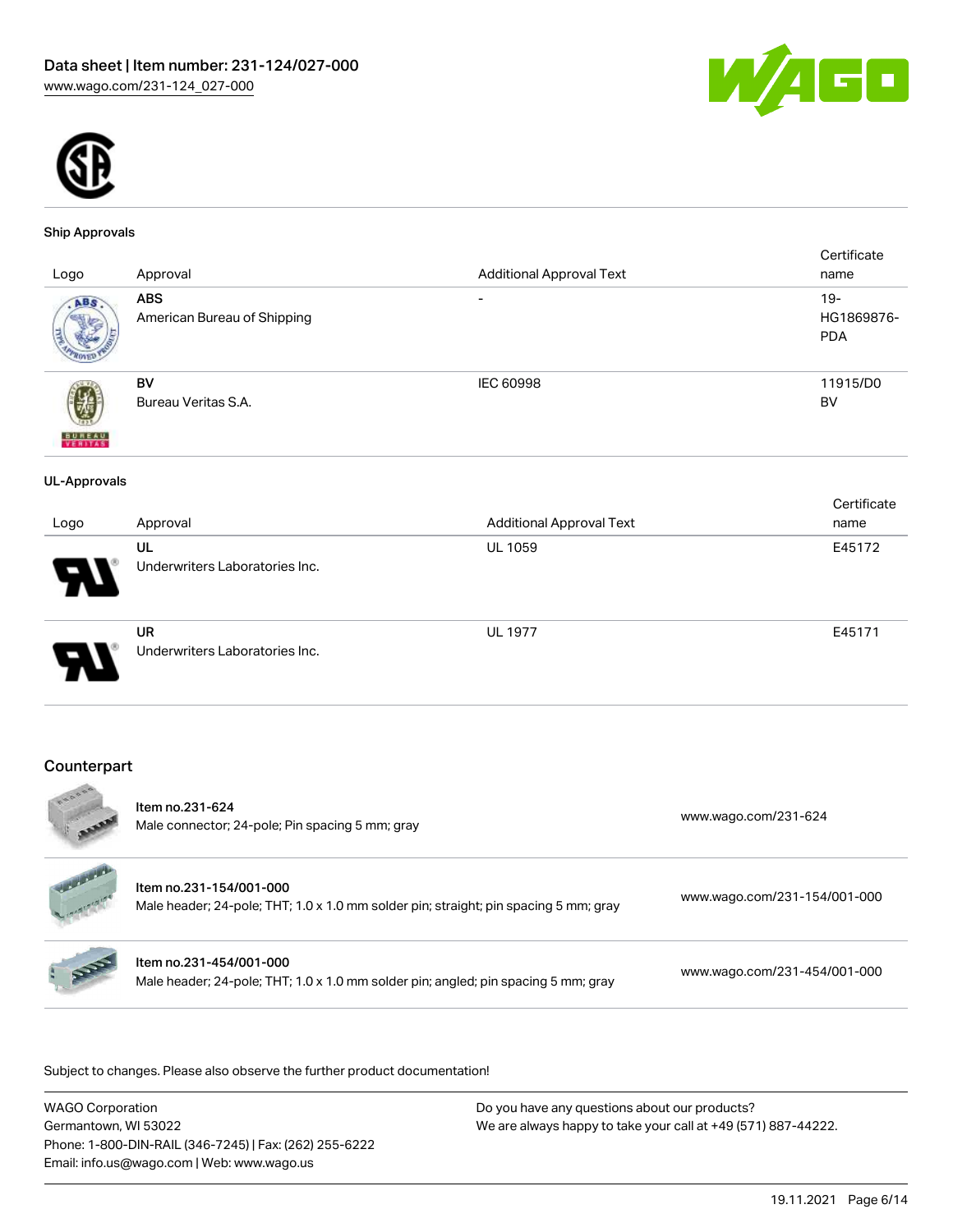### Ship Approvals

| Logo | Approval | Additional Approval Text | Certificate name |
|---|---|---|---|
| | **ABS** American Bureau of Shipping | - | 19-HG1869876-PDA |
| | **BV** Bureau Veritas S.A. | IEC 60998 | 11915/D0 BV |

### UL-Approvals

| Logo | Approval | Additional Approval Text | Certificate name |
|---|---|---|---|
| | **UL** Underwriters Laboratories Inc. | UL 1059 | E45172 |
| | **UR** Underwriters Laboratories Inc. | UL 1977 | E45171 |

## Counterpart

| | | |
|---|---|---|
| | **Item no.231-624** Male connector; 24-pole; Pin spacing 5 mm; gray | www.wago.com/231-624 |
| | **Item no.231-154/001-000** Male header; 24-pole; THT; 1.0 x 1.0 mm solder pin; straight; pin spacing 5 mm; gray | www.wago.com/231-154/001-000 |
| | **Item no.231-454/001-000** Male header; 24-pole; THT; 1.0 x 1.0 mm solder pin; angled; pin spacing 5 mm; gray | www.wago.com/231-454/001-000 |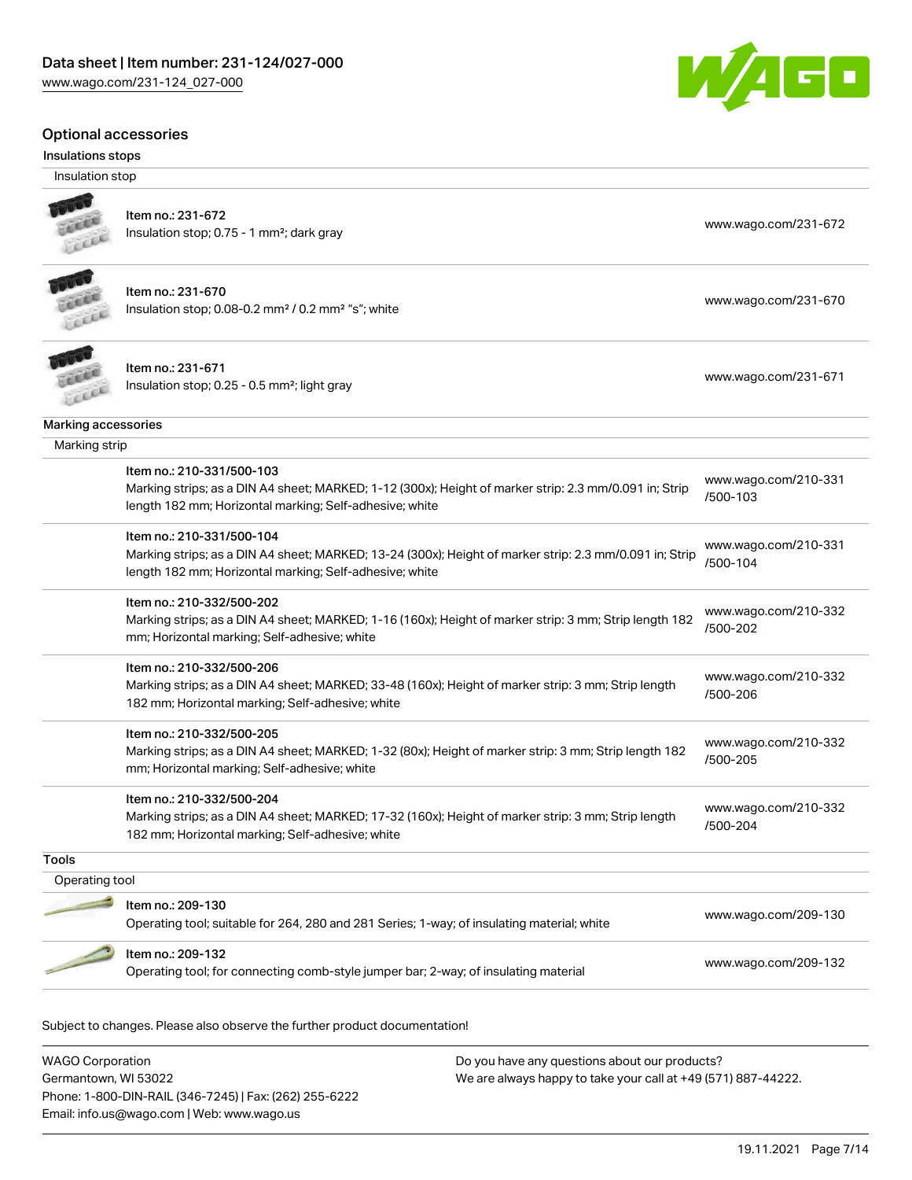## Optional accessories

### Insulations stops

Insulation stop

| | |
|---|---|
| Item no.: 231-672<br>Insulation stop; 0.75 - 1 mm²; dark gray | www.wago.com/231-672 |
| Item no.: 231-670<br>Insulation stop; 0.08-0.2 mm² / 0.2 mm² "s"; white | www.wago.com/231-670 |
| Item no.: 231-671<br>Insulation stop; 0.25 - 0.5 mm²; light gray | www.wago.com/231-671 |

### Marking accessories

Marking strip

| | |
|---|---|
| Item no.: 210-331/500-103<br>Marking strips; as a DIN A4 sheet; MARKED; 1-12 (300x); Height of marker strip: 2.3 mm/0.091 in; Strip length 182 mm; Horizontal marking; Self-adhesive; white | www.wago.com/210-331/500-103 |
| Item no.: 210-331/500-104<br>Marking strips; as a DIN A4 sheet; MARKED; 13-24 (300x); Height of marker strip: 2.3 mm/0.091 in; Strip length 182 mm; Horizontal marking; Self-adhesive; white | www.wago.com/210-331/500-104 |
| Item no.: 210-332/500-202<br>Marking strips; as a DIN A4 sheet; MARKED; 1-16 (160x); Height of marker strip: 3 mm; Strip length 182 mm; Horizontal marking; Self-adhesive; white | www.wago.com/210-332/500-202 |
| Item no.: 210-332/500-206<br>Marking strips; as a DIN A4 sheet; MARKED; 33-48 (160x); Height of marker strip: 3 mm; Strip length 182 mm; Horizontal marking; Self-adhesive; white | www.wago.com/210-332/500-206 |
| Item no.: 210-332/500-205<br>Marking strips; as a DIN A4 sheet; MARKED; 1-32 (80x); Height of marker strip: 3 mm; Strip length 182 mm; Horizontal marking; Self-adhesive; white | www.wago.com/210-332/500-205 |
| Item no.: 210-332/500-204<br>Marking strips; as a DIN A4 sheet; MARKED; 17-32 (160x); Height of marker strip: 3 mm; Strip length 182 mm; Horizontal marking; Self-adhesive; white | www.wago.com/210-332/500-204 |

### Tools

Operating tool

| | |
|---|---|
| Item no.: 209-130<br>Operating tool; suitable for 264, 280 and 281 Series; 1-way; of insulating material; white | www.wago.com/209-130 |
| Item no.: 209-132<br>Operating tool; for connecting comb-style jumper bar; 2-way; of insulating material | www.wago.com/209-132 |

Subject to changes. Please also observe the further product documentation!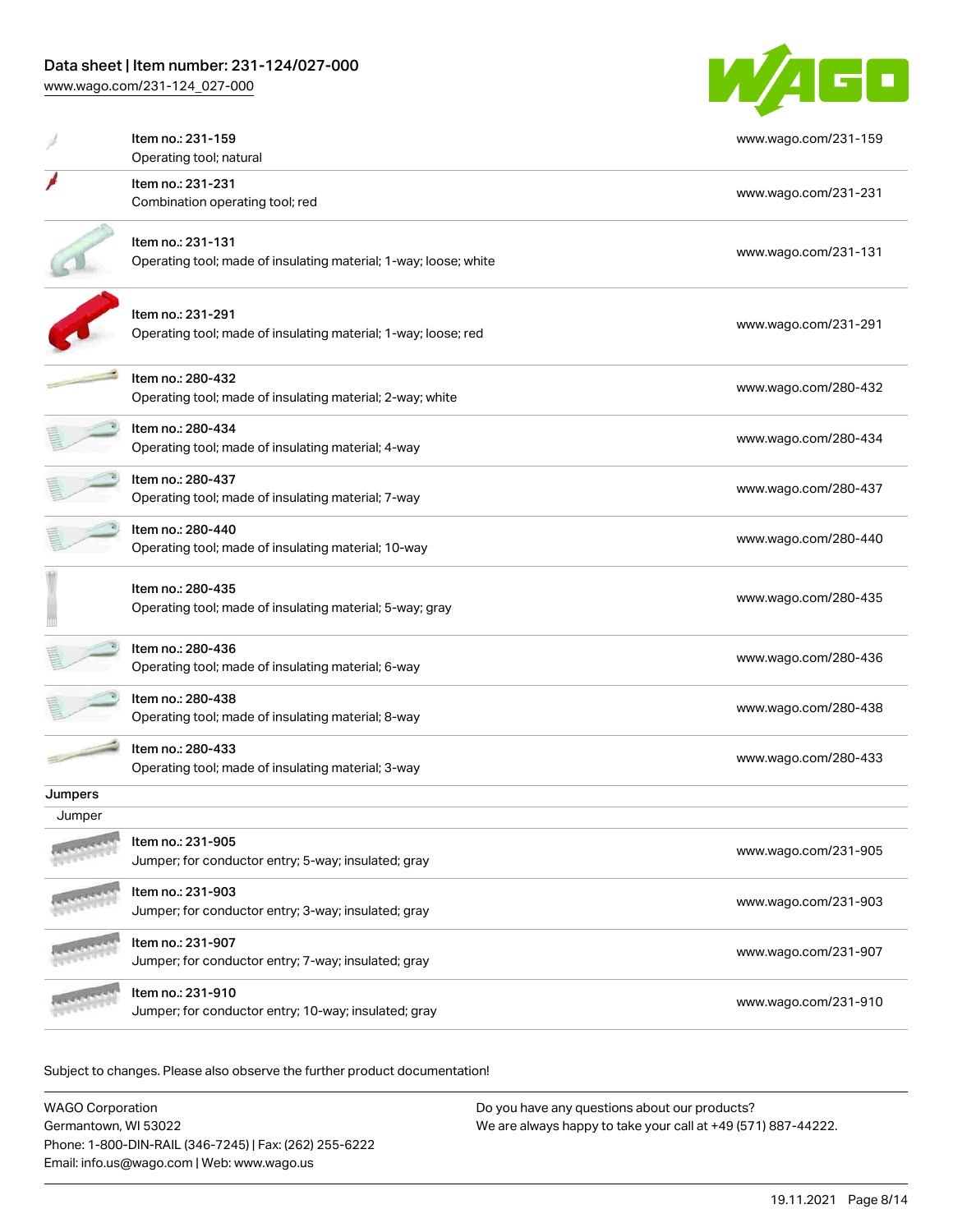| | | |
|---|---|---|
| | Item no.: 231-159<br>Operating tool; natural | www.wago.com/231-159 |
| | Item no.: 231-231<br>Combination operating tool; red | www.wago.com/231-231 |
| | Item no.: 231-131<br>Operating tool; made of insulating material; 1-way; loose; white | www.wago.com/231-131 |
| | Item no.: 231-291<br>Operating tool; made of insulating material; 1-way; loose; red | www.wago.com/231-291 |
| | Item no.: 280-432<br>Operating tool; made of insulating material; 2-way; white | www.wago.com/280-432 |
| | Item no.: 280-434<br>Operating tool; made of insulating material; 4-way | www.wago.com/280-434 |
| | Item no.: 280-437<br>Operating tool; made of insulating material; 7-way | www.wago.com/280-437 |
| | Item no.: 280-440<br>Operating tool; made of insulating material; 10-way | www.wago.com/280-440 |
| | Item no.: 280-435<br>Operating tool; made of insulating material; 5-way; gray | www.wago.com/280-435 |
| | Item no.: 280-436<br>Operating tool; made of insulating material; 6-way | www.wago.com/280-436 |
| | Item no.: 280-438<br>Operating tool; made of insulating material; 8-way | www.wago.com/280-438 |
| | Item no.: 280-433<br>Operating tool; made of insulating material; 3-way | www.wago.com/280-433 |

**Jumpers**

Jumper

| | | |
|---|---|---|
| | Item no.: 231-905<br>Jumper; for conductor entry; 5-way; insulated; gray | www.wago.com/231-905 |
| | Item no.: 231-903<br>Jumper; for conductor entry; 3-way; insulated; gray | www.wago.com/231-903 |
| | Item no.: 231-907<br>Jumper; for conductor entry; 7-way; insulated; gray | www.wago.com/231-907 |
| | Item no.: 231-910<br>Jumper; for conductor entry; 10-way; insulated; gray | www.wago.com/231-910 |

Subject to changes. Please also observe the further product documentation!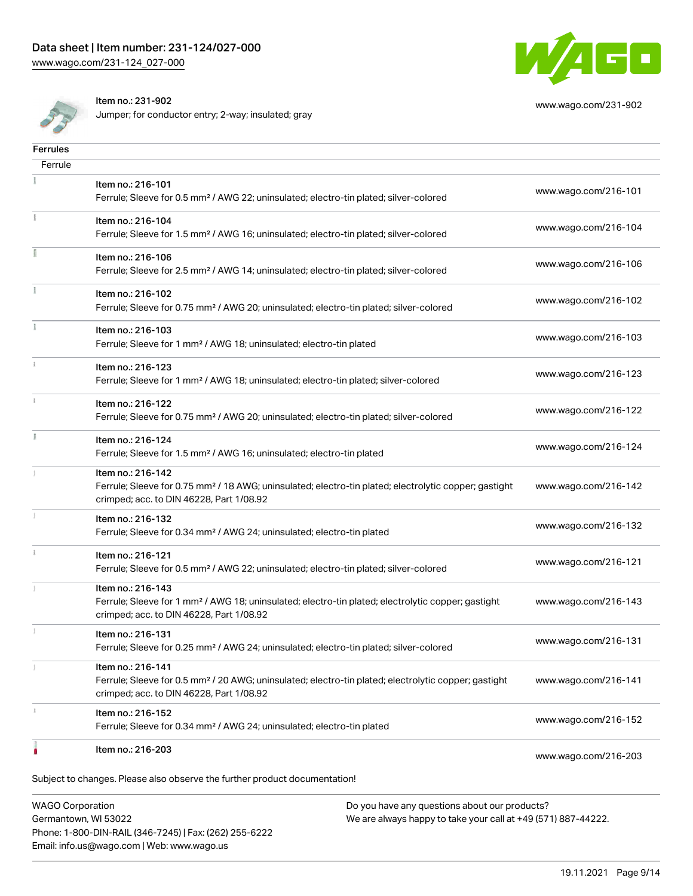Item no.: 231-902
Jumper; for conductor entry; 2-way; insulated; gray

www.wago.com/231-902

## Ferrules

| Ferrule | |
|---|---|
| Item no.: 216-101<br>Ferrule; Sleeve for 0.5 mm² / AWG 22; uninsulated; electro-tin plated; silver-colored | www.wago.com/216-101 |
| Item no.: 216-104<br>Ferrule; Sleeve for 1.5 mm² / AWG 16; uninsulated; electro-tin plated; silver-colored | www.wago.com/216-104 |
| Item no.: 216-106<br>Ferrule; Sleeve for 2.5 mm² / AWG 14; uninsulated; electro-tin plated; silver-colored | www.wago.com/216-106 |
| Item no.: 216-102<br>Ferrule; Sleeve for 0.75 mm² / AWG 20; uninsulated; electro-tin plated; silver-colored | www.wago.com/216-102 |
| Item no.: 216-103<br>Ferrule; Sleeve for 1 mm² / AWG 18; uninsulated; electro-tin plated | www.wago.com/216-103 |
| Item no.: 216-123<br>Ferrule; Sleeve for 1 mm² / AWG 18; uninsulated; electro-tin plated; silver-colored | www.wago.com/216-123 |
| Item no.: 216-122<br>Ferrule; Sleeve for 0.75 mm² / AWG 20; uninsulated; electro-tin plated; silver-colored | www.wago.com/216-122 |
| Item no.: 216-124<br>Ferrule; Sleeve for 1.5 mm² / AWG 16; uninsulated; electro-tin plated | www.wago.com/216-124 |
| Item no.: 216-142<br>Ferrule; Sleeve for 0.75 mm² / 18 AWG; uninsulated; electro-tin plated; electrolytic copper; gastight crimped; acc. to DIN 46228, Part 1/08.92 | www.wago.com/216-142 |
| Item no.: 216-132<br>Ferrule; Sleeve for 0.34 mm² / AWG 24; uninsulated; electro-tin plated | www.wago.com/216-132 |
| Item no.: 216-121<br>Ferrule; Sleeve for 0.5 mm² / AWG 22; uninsulated; electro-tin plated; silver-colored | www.wago.com/216-121 |
| Item no.: 216-143<br>Ferrule; Sleeve for 1 mm² / AWG 18; uninsulated; electro-tin plated; electrolytic copper; gastight crimped; acc. to DIN 46228, Part 1/08.92 | www.wago.com/216-143 |
| Item no.: 216-131<br>Ferrule; Sleeve for 0.25 mm² / AWG 24; uninsulated; electro-tin plated; silver-colored | www.wago.com/216-131 |
| Item no.: 216-141<br>Ferrule; Sleeve for 0.5 mm² / 20 AWG; uninsulated; electro-tin plated; electrolytic copper; gastight crimped; acc. to DIN 46228, Part 1/08.92 | www.wago.com/216-141 |
| Item no.: 216-152<br>Ferrule; Sleeve for 0.34 mm² / AWG 24; uninsulated; electro-tin plated | www.wago.com/216-152 |
| Item no.: 216-203 | www.wago.com/216-203 |

Subject to changes. Please also observe the further product documentation!

WAGO Corporation
Germantown, WI 53022
Phone: 1-800-DIN-RAIL (346-7245) | Fax: (262) 255-6222
Email: info.us@wago.com | Web: www.wago.us

Do you have any questions about our products?
We are always happy to take your call at +49 (571) 887-44222.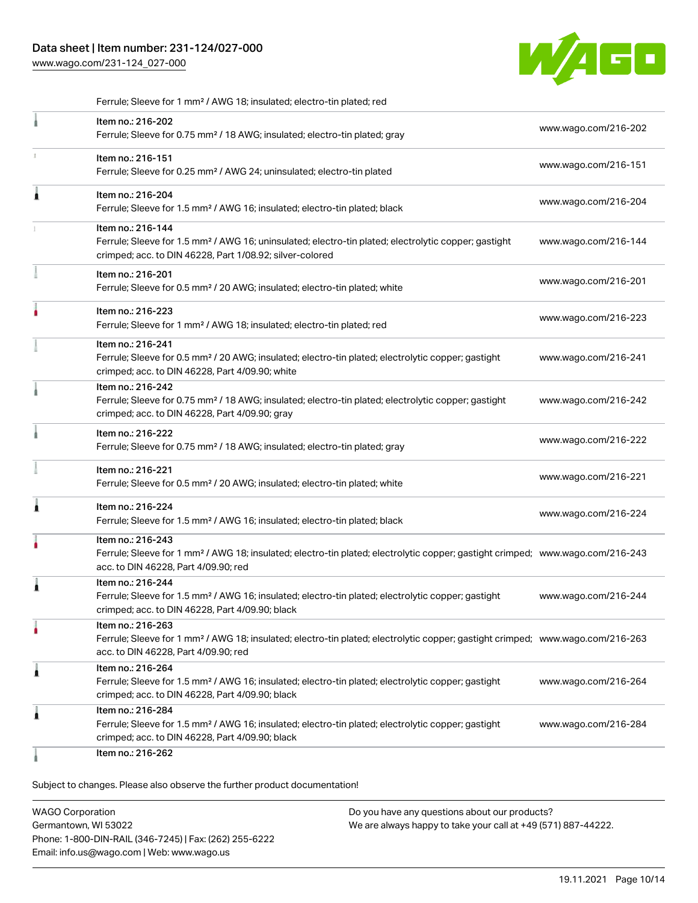Ferrule; Sleeve for 1 mm² / AWG 18; insulated; electro-tin plated; red

| | | |
|---|---|---|
| | Item no.: 216-202<br>Ferrule; Sleeve for 0.75 mm² / 18 AWG; insulated; electro-tin plated; gray | www.wago.com/216-202 |
| | Item no.: 216-151<br>Ferrule; Sleeve for 0.25 mm² / AWG 24; uninsulated; electro-tin plated | www.wago.com/216-151 |
| | Item no.: 216-204<br>Ferrule; Sleeve for 1.5 mm² / AWG 16; insulated; electro-tin plated; black | www.wago.com/216-204 |
| | Item no.: 216-144<br>Ferrule; Sleeve for 1.5 mm² / AWG 16; uninsulated; electro-tin plated; electrolytic copper; gastight crimped; acc. to DIN 46228, Part 1/08.92; silver-colored | www.wago.com/216-144 |
| | Item no.: 216-201<br>Ferrule; Sleeve for 0.5 mm² / 20 AWG; insulated; electro-tin plated; white | www.wago.com/216-201 |
| | Item no.: 216-223<br>Ferrule; Sleeve for 1 mm² / AWG 18; insulated; electro-tin plated; red | www.wago.com/216-223 |
| | Item no.: 216-241<br>Ferrule; Sleeve for 0.5 mm² / 20 AWG; insulated; electro-tin plated; electrolytic copper; gastight crimped; acc. to DIN 46228, Part 4/09.90; white | www.wago.com/216-241 |
| | Item no.: 216-242<br>Ferrule; Sleeve for 0.75 mm² / 18 AWG; insulated; electro-tin plated; electrolytic copper; gastight crimped; acc. to DIN 46228, Part 4/09.90; gray | www.wago.com/216-242 |
| | Item no.: 216-222<br>Ferrule; Sleeve for 0.75 mm² / 18 AWG; insulated; electro-tin plated; gray | www.wago.com/216-222 |
| | Item no.: 216-221<br>Ferrule; Sleeve for 0.5 mm² / 20 AWG; insulated; electro-tin plated; white | www.wago.com/216-221 |
| | Item no.: 216-224<br>Ferrule; Sleeve for 1.5 mm² / AWG 16; insulated; electro-tin plated; black | www.wago.com/216-224 |
| | Item no.: 216-243<br>Ferrule; Sleeve for 1 mm² / AWG 18; insulated; electro-tin plated; electrolytic copper; gastight crimped; acc. to DIN 46228, Part 4/09.90; red | www.wago.com/216-243 |
| | Item no.: 216-244<br>Ferrule; Sleeve for 1.5 mm² / AWG 16; insulated; electro-tin plated; electrolytic copper; gastight crimped; acc. to DIN 46228, Part 4/09.90; black | www.wago.com/216-244 |
| | Item no.: 216-263<br>Ferrule; Sleeve for 1 mm² / AWG 18; insulated; electro-tin plated; electrolytic copper; gastight crimped; acc. to DIN 46228, Part 4/09.90; red | www.wago.com/216-263 |
| | Item no.: 216-264<br>Ferrule; Sleeve for 1.5 mm² / AWG 16; insulated; electro-tin plated; electrolytic copper; gastight crimped; acc. to DIN 46228, Part 4/09.90; black | www.wago.com/216-264 |
| | Item no.: 216-284<br>Ferrule; Sleeve for 1.5 mm² / AWG 16; insulated; electro-tin plated; electrolytic copper; gastight crimped; acc. to DIN 46228, Part 4/09.90; black | www.wago.com/216-284 |
| | Item no.: 216-262 | |

Subject to changes. Please also observe the further product documentation!

WAGO Corporation
Germantown, WI 53022
Phone: 1-800-DIN-RAIL (346-7245) | Fax: (262) 255-6222
Email: info.us@wago.com | Web: www.wago.us

Do you have any questions about our products?
We are always happy to take your call at +49 (571) 887-44222.

19.11.2021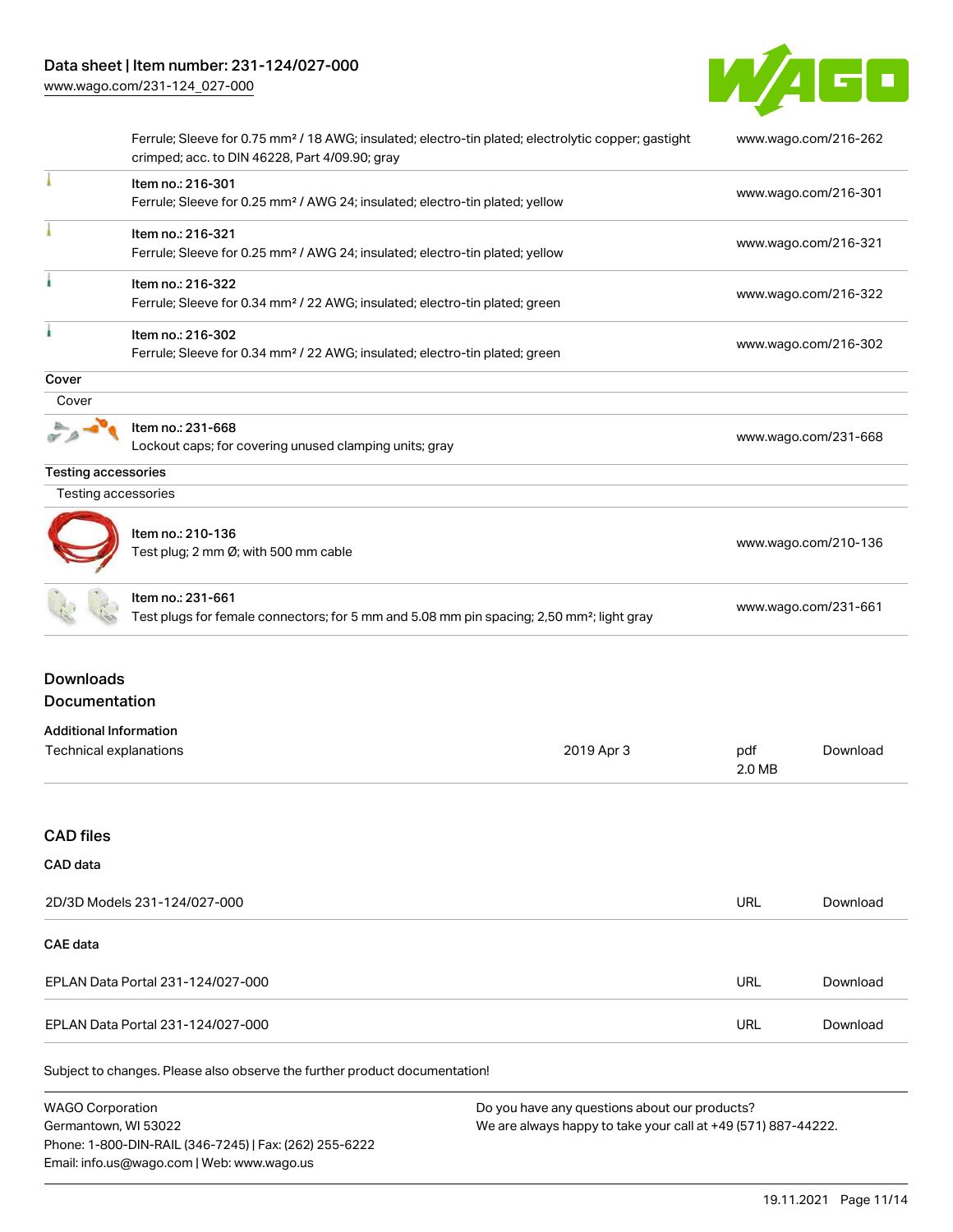| | | |
|---|---|---|
| | Ferrule; Sleeve for 0.75 mm² / 18 AWG; insulated; electro-tin plated; electrolytic copper; gastight crimped; acc. to DIN 46228, Part 4/09.90; gray | www.wago.com/216-262 |
| | Item no.: 216-301<br>Ferrule; Sleeve for 0.25 mm² / AWG 24; insulated; electro-tin plated; yellow | www.wago.com/216-301 |
| | Item no.: 216-321<br>Ferrule; Sleeve for 0.25 mm² / AWG 24; insulated; electro-tin plated; yellow | www.wago.com/216-321 |
| | Item no.: 216-322<br>Ferrule; Sleeve for 0.34 mm² / 22 AWG; insulated; electro-tin plated; green | www.wago.com/216-322 |
| | Item no.: 216-302<br>Ferrule; Sleeve for 0.34 mm² / 22 AWG; insulated; electro-tin plated; green | www.wago.com/216-302 |

**Cover**

Cover

| | | |
|---|---|---|
| | Item no.: 231-668<br>Lockout caps; for covering unused clamping units; gray | www.wago.com/231-668 |

**Testing accessories**

Testing accessories

| | | |
|---|---|---|
| | Item no.: 210-136<br>Test plug; 2 mm Ø; with 500 mm cable | www.wago.com/210-136 |
| | Item no.: 231-661<br>Test plugs for female connectors; for 5 mm and 5.08 mm pin spacing; 2,50 mm²; light gray | www.wago.com/231-661 |

## Downloads

## Documentation

**Additional Information**

| | | | |
|---|---|---|---|
| Technical explanations | 2019 Apr 3 | pdf<br>2.0 MB | Download |

## CAD files

**CAD data**

| | | |
|---|---|---|
| 2D/3D Models 231-124/027-000 | URL | Download |

**CAE data**

| | | |
|---|---|---|
| EPLAN Data Portal 231-124/027-000 | URL | Download |
| EPLAN Data Portal 231-124/027-000 | URL | Download |

Subject to changes. Please also observe the further product documentation!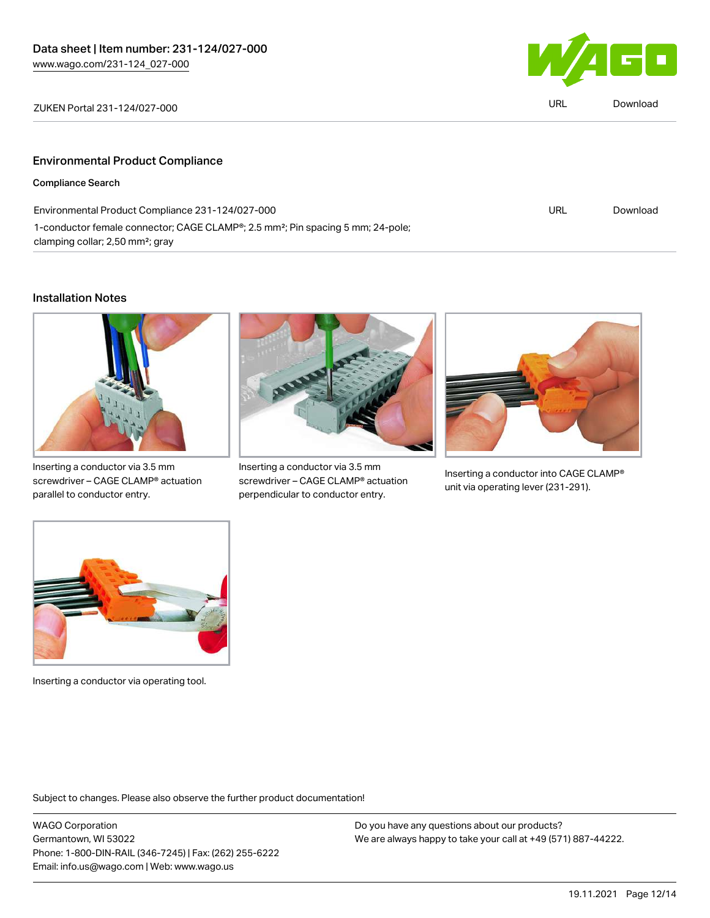ZUKEN Portal 231-124/027-000 | URL | Download

## Environmental Product Compliance

### Compliance Search

| | | |
|---|---|---|
| Environmental Product Compliance 231-124/027-000 | URL | Download |
| 1-conductor female connector; CAGE CLAMP®; 2.5 mm²; Pin spacing 5 mm; 24-pole; clamping collar; 2,50 mm²; gray | | |

## Installation Notes

Inserting a conductor via 3.5 mm screwdriver – CAGE CLAMP® actuation parallel to conductor entry.

Inserting a conductor via 3.5 mm screwdriver – CAGE CLAMP® actuation perpendicular to conductor entry.

Inserting a conductor into CAGE CLAMP® unit via operating lever (231-291).

Inserting a conductor via operating tool.

Subject to changes. Please also observe the further product documentation!

WAGO Corporation
Germantown, WI 53022
Phone: 1-800-DIN-RAIL (346-7245) | Fax: (262) 255-6222
Email: info.us@wago.com | Web: www.wago.us

Do you have any questions about our products?
We are always happy to take your call at +49 (571) 887-44222.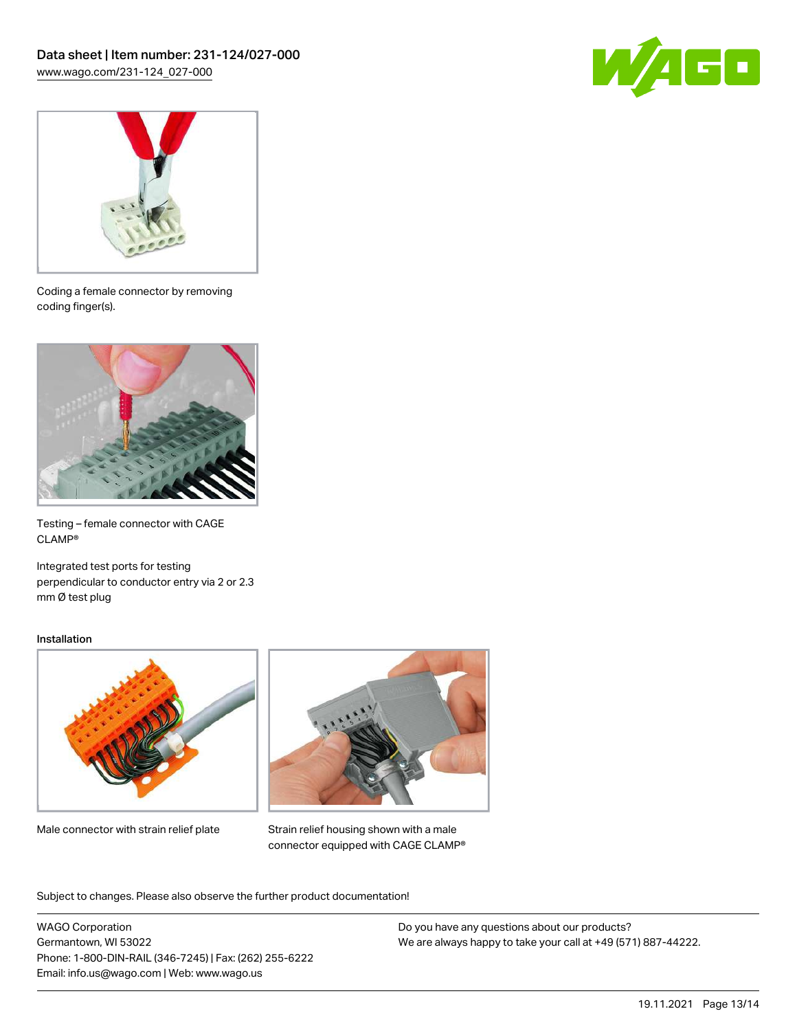Coding a female connector by removing coding finger(s).

Testing – female connector with CAGE CLAMP®

Integrated test ports for testing perpendicular to conductor entry via 2 or 2.3 mm Ø test plug

### Installation

Male connector with strain relief plate

Strain relief housing shown with a male connector equipped with CAGE CLAMP®

Subject to changes. Please also observe the further product documentation!

WAGO Corporation
Germantown, WI 53022
Phone: 1-800-DIN-RAIL (346-7245) | Fax: (262) 255-6222
Email: info.us@wago.com | Web: www.wago.us

Do you have any questions about our products?
We are always happy to take your call at +49 (571) 887-44222.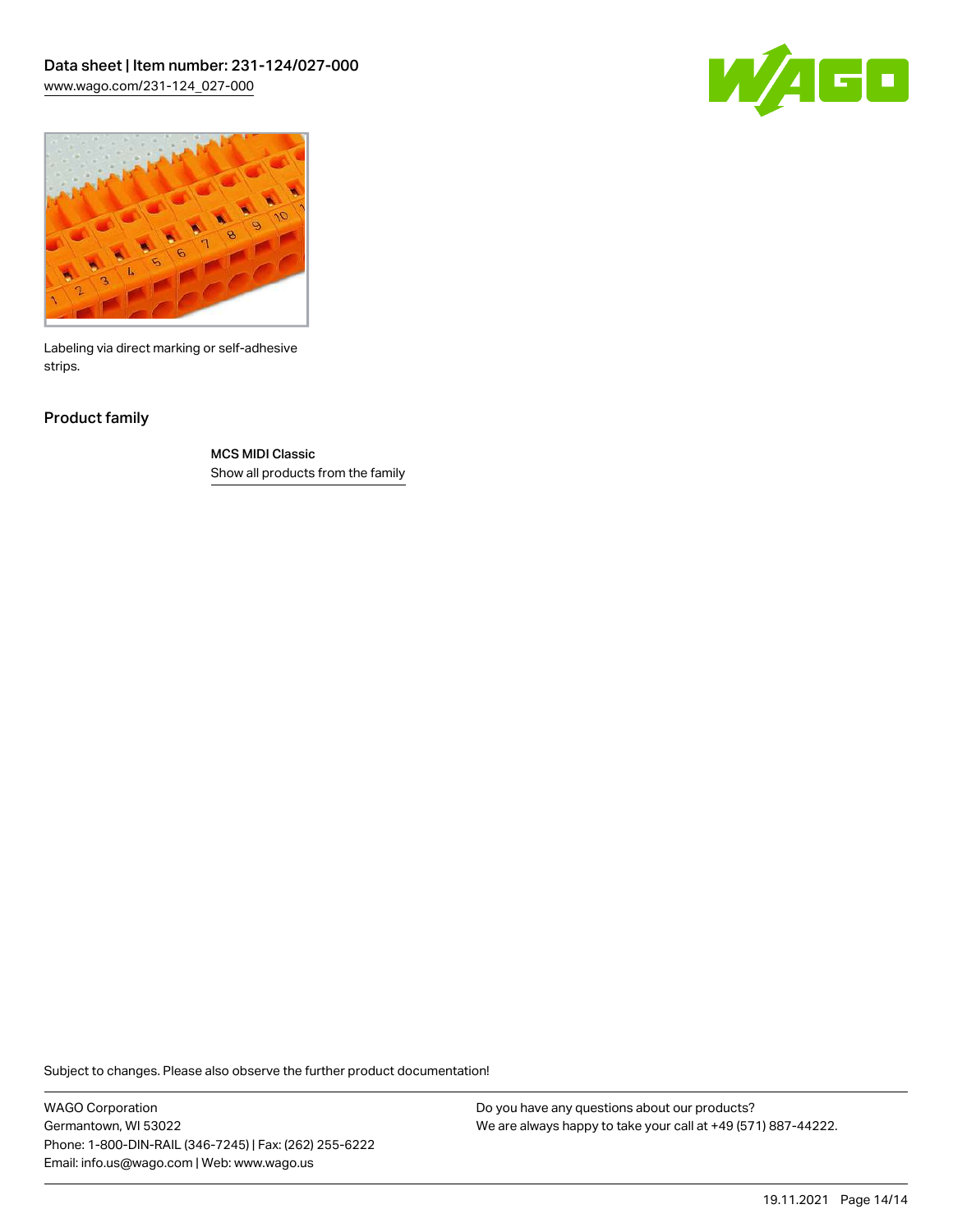Labeling via direct marking or self-adhesive strips.

## Product family

**MCS MIDI Classic**
Show all products from the family

Subject to changes. Please also observe the further product documentation!

WAGO Corporation
Germantown, WI 53022
Phone: 1-800-DIN-RAIL (346-7245) | Fax: (262) 255-6222
Email: info.us@wago.com | Web: www.wago.us

Do you have any questions about our products?
We are always happy to take your call at +49 (571) 887-44222.